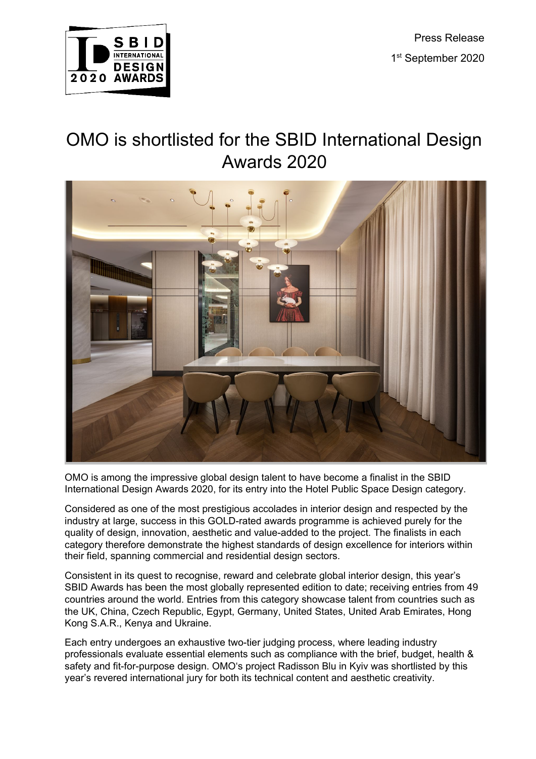Press Release

1st September 2020

# OMO is shortlisted for the SBID International Design Awards 2020

OMO is among the impressive global design talent to have become a finalist in the SBID International Design Awards 2020, for its entry into the Hotel Public Space Design category.

Considered as one of the most prestigious accolades in interior design and respected by the industry at large, success in this GOLD-rated awards programme is achieved purely for the quality of design, innovation, aesthetic and value-added to the project. The finalists in each category therefore demonstrate the highest standards of design excellence for interiors within their field, spanning commercial and residential design sectors.

Consistent in its quest to recognise, reward and celebrate global interior design, this year's SBID Awards has been the most globally represented edition to date; receiving entries from 49 countries around the world. Entries from this category showcase talent from countries such as the UK, China, Czech Republic, Egypt, Germany, United States, United Arab Emirates, Hong Kong S.A.R., Kenya and Ukraine.

Each entry undergoes an exhaustive two-tier judging process, where leading industry professionals evaluate essential elements such as compliance with the brief, budget, health & safety and fit-for-purpose design. OMO's project Radisson Blu in Kyiv was shortlisted by this year's revered international jury for both its technical content and aesthetic creativity.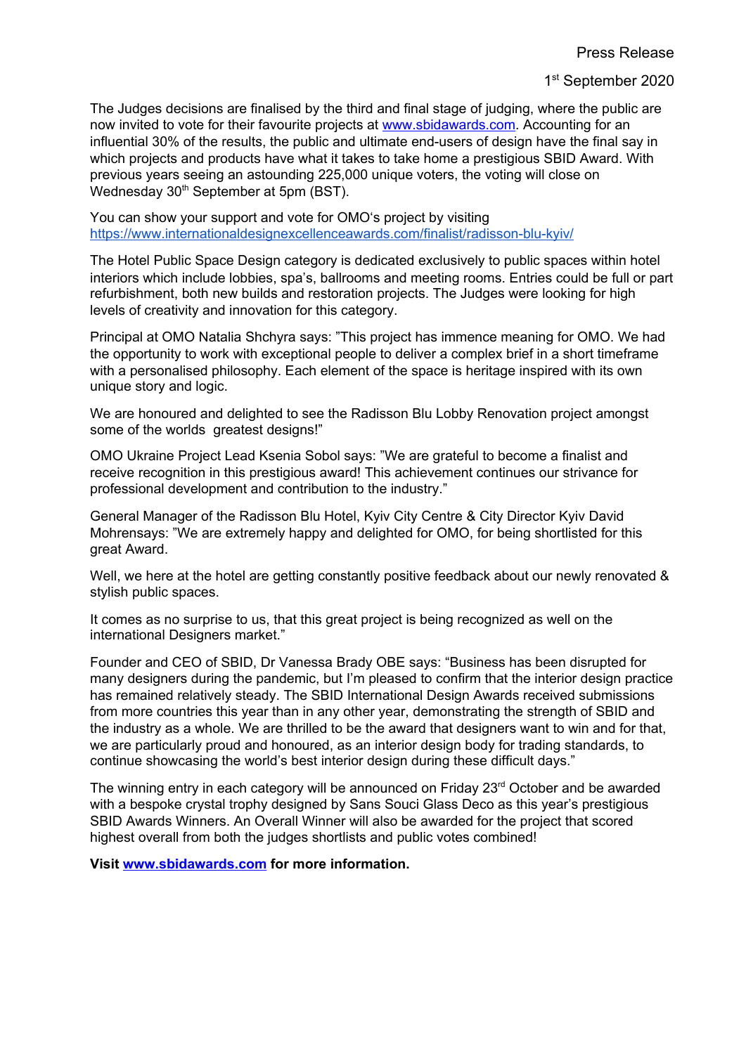Press Release

1st September 2020

The Judges decisions are finalised by the third and final stage of judging, where the public are now invited to vote for their favourite projects at www.sbidawards.com. Accounting for an influential 30% of the results, the public and ultimate end-users of design have the final say in which projects and products have what it takes to take home a prestigious SBID Award. With previous years seeing an astounding 225,000 unique voters, the voting will close on Wednesday 30th September at 5pm (BST).

You can show your support and vote for OMO's project by visiting https://www.internationaldesignexcellenceawards.com/finalist/radisson-blu-kyiv/

The Hotel Public Space Design category is dedicated exclusively to public spaces within hotel interiors which include lobbies, spa's, ballrooms and meeting rooms. Entries could be full or part refurbishment, both new builds and restoration projects. The Judges were looking for high levels of creativity and innovation for this category.

Principal at OMO Natalia Shchyra says: "This project has immence meaning for OMO. We had the opportunity to work with exceptional people to deliver a complex brief in a short timeframe with a personalised philosophy. Each element of the space is heritage inspired with its own unique story and logic.

We are honoured and delighted to see the Radisson Blu Lobby Renovation project amongst some of the worlds greatest designs!"

OMO Ukraine Project Lead Ksenia Sobol says: "We are grateful to become a finalist and receive recognition in this prestigious award! This achievement continues our strivance for professional development and contribution to the industry."

General Manager of the Radisson Blu Hotel, Kyiv City Centre & City Director Kyiv David Mohrensays: "We are extremely happy and delighted for OMO, for being shortlisted for this great Award.

Well, we here at the hotel are getting constantly positive feedback about our newly renovated & stylish public spaces.

It comes as no surprise to us, that this great project is being recognized as well on the international Designers market."

Founder and CEO of SBID, Dr Vanessa Brady OBE says: "Business has been disrupted for many designers during the pandemic, but I'm pleased to confirm that the interior design practice has remained relatively steady. The SBID International Design Awards received submissions from more countries this year than in any other year, demonstrating the strength of SBID and the industry as a whole. We are thrilled to be the award that designers want to win and for that, we are particularly proud and honoured, as an interior design body for trading standards, to continue showcasing the world's best interior design during these difficult days."

The winning entry in each category will be announced on Friday 23rd October and be awarded with a bespoke crystal trophy designed by Sans Souci Glass Deco as this year's prestigious SBID Awards Winners. An Overall Winner will also be awarded for the project that scored highest overall from both the judges shortlists and public votes combined!

**Visit www.sbidawards.com for more information.**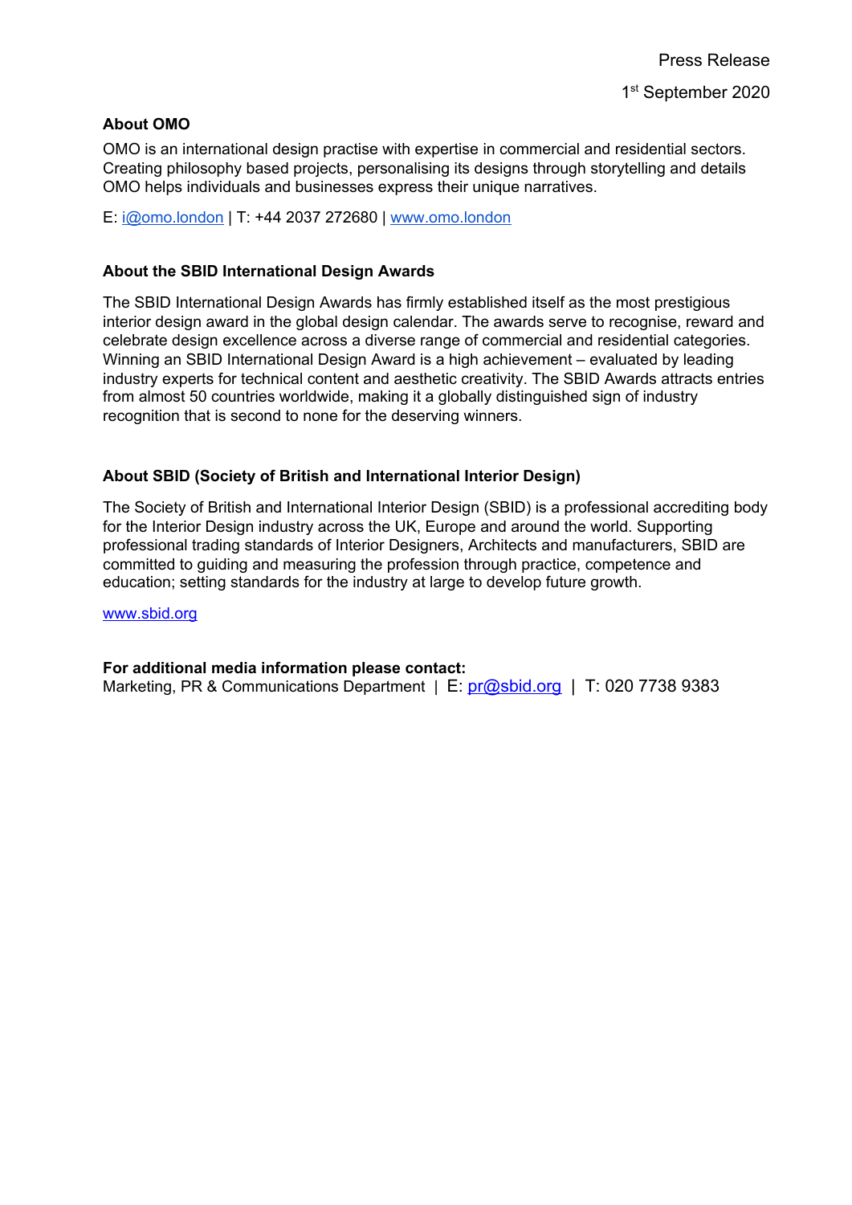Press Release

1st September 2020

**About OMO**

OMO is an international design practise with expertise in commercial and residential sectors. Creating philosophy based projects, personalising its designs through storytelling and details OMO helps individuals and businesses express their unique narratives.

E: i@omo.london | T: +44 2037 272680 | www.omo.london

**About the SBID International Design Awards**

The SBID International Design Awards has firmly established itself as the most prestigious interior design award in the global design calendar. The awards serve to recognise, reward and celebrate design excellence across a diverse range of commercial and residential categories. Winning an SBID International Design Award is a high achievement – evaluated by leading industry experts for technical content and aesthetic creativity. The SBID Awards attracts entries from almost 50 countries worldwide, making it a globally distinguished sign of industry recognition that is second to none for the deserving winners.

**About SBID (Society of British and International Interior Design)**

The Society of British and International Interior Design (SBID) is a professional accrediting body for the Interior Design industry across the UK, Europe and around the world. Supporting professional trading standards of Interior Designers, Architects and manufacturers, SBID are committed to guiding and measuring the profession through practice, competence and education; setting standards for the industry at large to develop future growth.

www.sbid.org

**For additional media information please contact:**
Marketing, PR & Communications Department | E: pr@sbid.org | T: 020 7738 9383